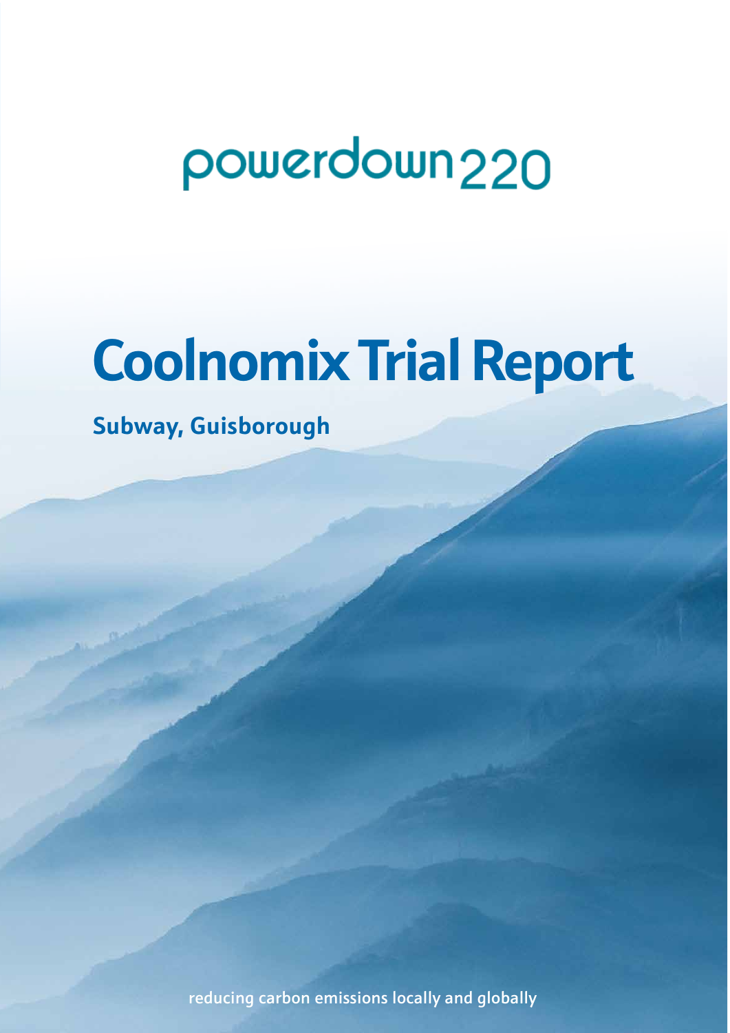powerdown220

# Coolnomix Trial Report

## Subway, Guisborough

reducing carbon emissions locally and globally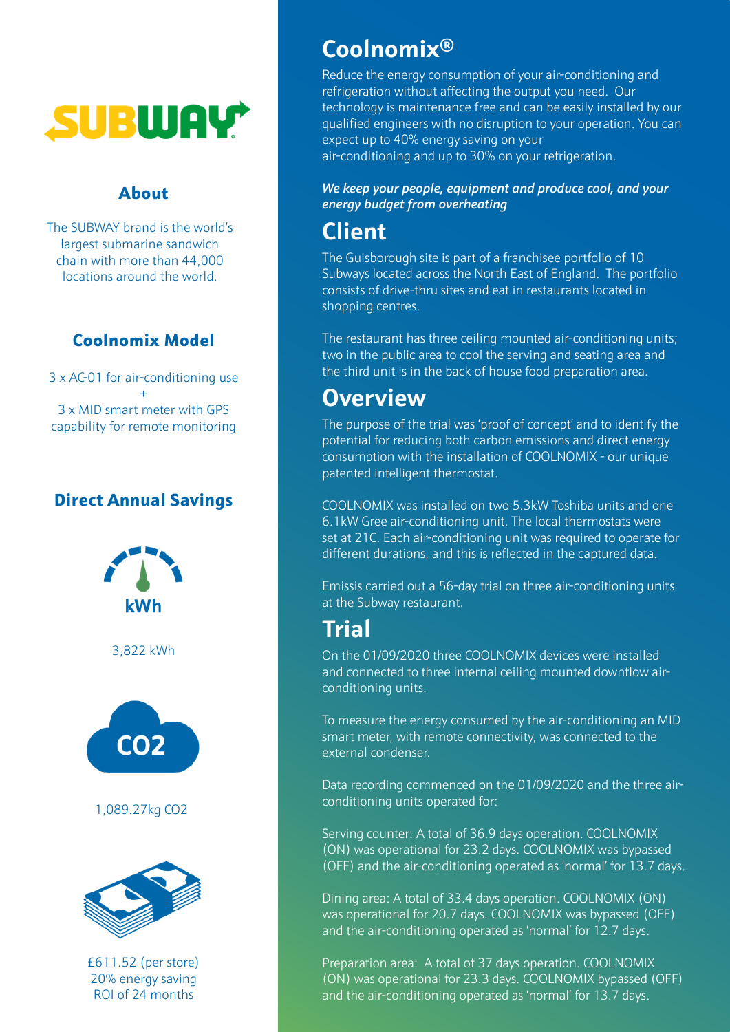## About

The SUBWAY brand is the world's largest submarine sandwich chain with more than 44,000 locations around the world.

## Coolnomix Model

3 x AC-01 for air-conditioning use
+
3 x MID smart meter with GPS capability for remote monitoring

## Direct Annual Savings

kWh

3,822 kWh

$CO_2$

1,089.27kg $CO_2$

£611.52 (per store)
20% energy saving
ROI of 24 months

# Coolnomix®

Reduce the energy consumption of your air-conditioning and refrigeration without affecting the output you need. Our technology is maintenance free and can be easily installed by our qualified engineers with no disruption to your operation. You can expect up to 40% energy saving on your air-conditioning and up to 30% on your refrigeration.

***We keep your people, equipment and produce cool, and your energy budget from overheating***

## Client

The Guisborough site is part of a franchisee portfolio of 10 Subways located across the North East of England. The portfolio consists of drive-thru sites and eat in restaurants located in shopping centres.

The restaurant has three ceiling mounted air-conditioning units; two in the public area to cool the serving and seating area and the third unit is in the back of house food preparation area.

## Overview

The purpose of the trial was 'proof of concept' and to identify the potential for reducing both carbon emissions and direct energy consumption with the installation of COOLNOMIX - our unique patented intelligent thermostat.

COOLNOMIX was installed on two 5.3kW Toshiba units and one 6.1kW Gree air-conditioning unit. The local thermostats were set at 21C. Each air-conditioning unit was required to operate for different durations, and this is reflected in the captured data.

Emissis carried out a 56-day trial on three air-conditioning units at the Subway restaurant.

## Trial

On the 01/09/2020 three COOLNOMIX devices were installed and connected to three internal ceiling mounted downflow air-conditioning units.

To measure the energy consumed by the air-conditioning an MID smart meter, with remote connectivity, was connected to the external condenser.

Data recording commenced on the 01/09/2020 and the three air-conditioning units operated for:

Serving counter: A total of 36.9 days operation. COOLNOMIX (ON) was operational for 23.2 days. COOLNOMIX was bypassed (OFF) and the air-conditioning operated as 'normal' for 13.7 days.

Dining area: A total of 33.4 days operation. COOLNOMIX (ON) was operational for 20.7 days. COOLNOMIX was bypassed (OFF) and the air-conditioning operated as 'normal' for 12.7 days.

Preparation area: A total of 37 days operation. COOLNOMIX (ON) was operational for 23.3 days. COOLNOMIX bypassed (OFF) and the air-conditioning operated as 'normal' for 13.7 days.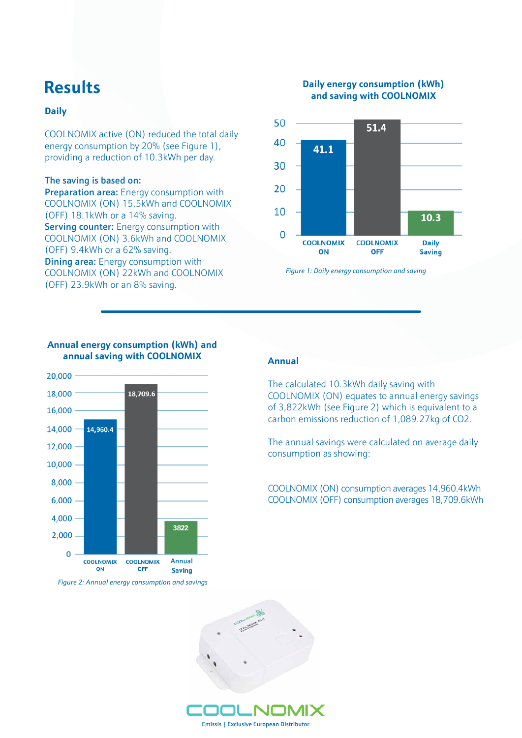# Results

### Daily

COOLNOMIX active (ON) reduced the total daily energy consumption by 20% (see Figure 1), providing a reduction of 10.3kWh per day.

**The saving is based on:**
**Preparation area:** Energy consumption with COOLNOMIX (ON) 15.5kWh and COOLNOMIX (OFF) 18.1kWh or a 14% saving.
**Serving counter:** Energy consumption with COOLNOMIX (ON) 3.6kWh and COOLNOMIX (OFF) 9.4kWh or a 62% saving.
**Dining area:** Energy consumption with COOLNOMIX (ON) 22kWh and COOLNOMIX (OFF) 23.9kWh or an 8% saving.

**Daily energy consumption (kWh) and saving with COOLNOMIX**

| | COOLNOMIX ON | COOLNOMIX OFF | Daily Saving |
|---|---|---|---|
| kWh | 41.1 | 51.4 | 10.3 |

*Figure 1: Daily energy consumption and saving*

**Annual energy consumption (kWh) and annual saving with COOLNOMIX**

| | COOLNOMIX ON | COOLNOMIX OFF | Annual Saving |
|---|---|---|---|
| kWh | 14,960.4 | 18,709.6 | 3822 |

*Figure 2: Annual energy consumption and savings*

### Annual

The calculated 10.3kWh daily saving with COOLNOMIX (ON) equates to annual energy savings of 3,822kWh (see Figure 2) which is equivalent to a carbon emissions reduction of 1,089.27kg of $CO_2$.

The annual savings were calculated on average daily consumption as showing:

COOLNOMIX (ON) consumption averages 14,960.4kWh
COOLNOMIX (OFF) consumption averages 18,709.6kWh

COOLNOMIX

Emissis | Exclusive European Distributor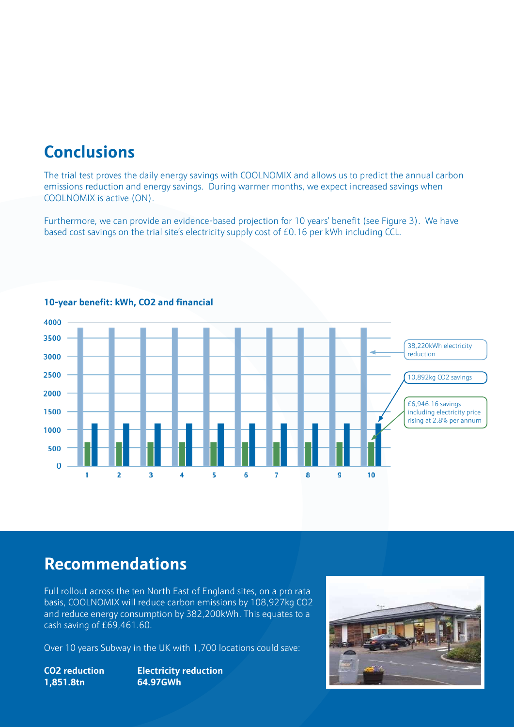## Conclusions

The trial test proves the daily energy savings with COOLNOMIX and allows us to predict the annual carbon emissions reduction and energy savings. During warmer months, we expect increased savings when COOLNOMIX is active (ON).

Furthermore, we can provide an evidence-based projection for 10 years' benefit (see Figure 3). We have based cost savings on the trial site's electricity supply cost of £0.16 per kWh including CCL.

**10-year benefit: kWh, CO2 and financial**

38,220kWh electricity reduction

10,892kg CO2 savings

£6,946.16 savings including electricity price rising at 2.8% per annum

## Recommendations

Full rollout across the ten North East of England sites, on a pro rata basis, COOLNOMIX will reduce carbon emissions by 108,927kg CO2 and reduce energy consumption by 382,200kWh. This equates to a cash saving of £69,461.60.

Over 10 years Subway in the UK with 1,700 locations could save:

| CO2 reduction | Electricity reduction |
| --- | --- |
| **1,851.8tn** | **64.97GWh** |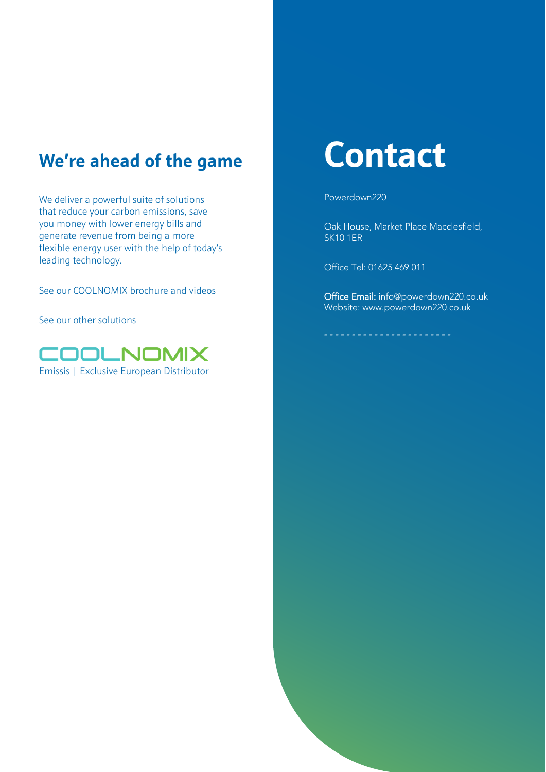## We're ahead of the game

We deliver a powerful suite of solutions that reduce your carbon emissions, save you money with lower energy bills and generate revenue from being a more flexible energy user with the help of today's leading technology.

See our COOLNOMIX brochure and videos

See our other solutions

COOLNOMIX

Emissis | Exclusive European Distributor

# Contact

Powerdown220

Oak House, Market Place Macclesfield, SK10 1ER

Office Tel: 01625 469 011

**Office Email:** info@powerdown220.co.uk
Website: www.powerdown220.co.uk